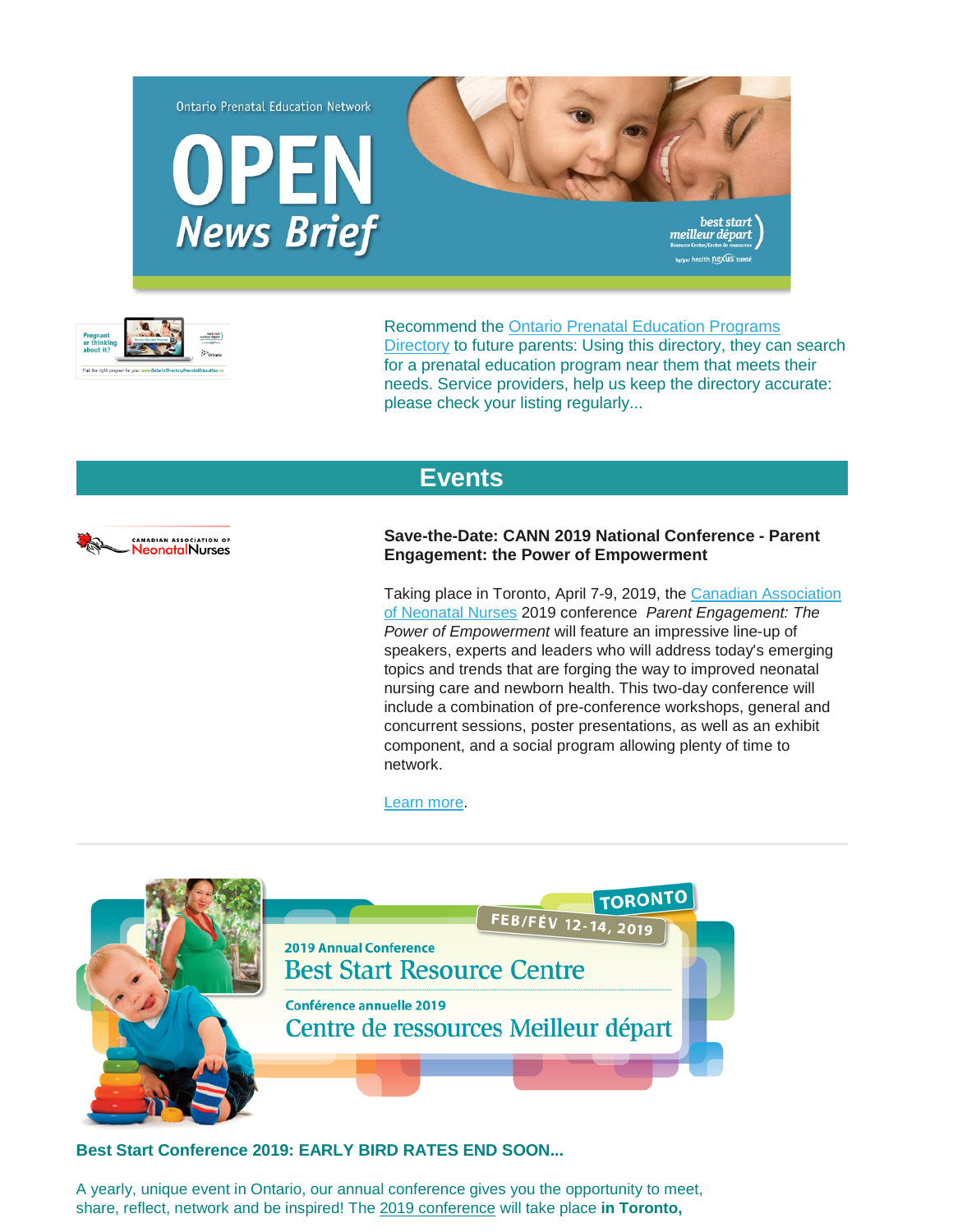Ontario Prenatal Education Network

# OPEN News Brief

Recommend the Ontario Prenatal Education Programs Directory to future parents: Using this directory, they can search for a prenatal education program near them that meets their needs. Service providers, help us keep the directory accurate: please check your listing regularly...

## Events

**Save-the-Date: CANN 2019 National Conference - Parent Engagement: the Power of Empowerment**

Taking place in Toronto, April 7-9, 2019, the Canadian Association of Neonatal Nurses 2019 conference *Parent Engagement: The Power of Empowerment* will feature an impressive line-up of speakers, experts and leaders who will address today's emerging topics and trends that are forging the way to improved neonatal nursing care and newborn health. This two-day conference will include a combination of pre-conference workshops, general and concurrent sessions, poster presentations, as well as an exhibit component, and a social program allowing plenty of time to network.

Learn more.

---

2019 Annual Conference Best Start Resource Centre
Conférence annuelle 2019 Centre de ressources Meilleur départ
TORONTO FEB/FÉV 12-14, 2019

**Best Start Conference 2019: EARLY BIRD RATES END SOON...**

A yearly, unique event in Ontario, our annual conference gives you the opportunity to meet, share, reflect, network and be inspired! The 2019 conference will take place **in Toronto,**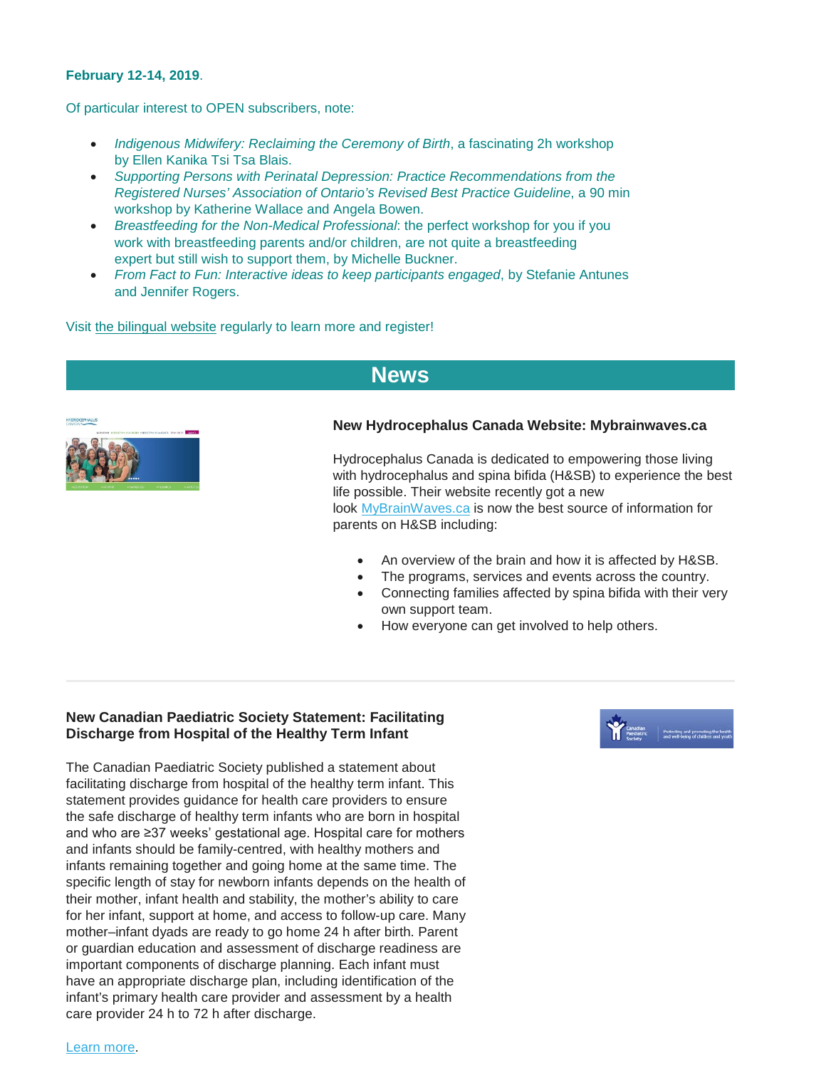**February 12-14, 2019**.

Of particular interest to OPEN subscribers, note:

- *Indigenous Midwifery: Reclaiming the Ceremony of Birth*, a fascinating 2h workshop by Ellen Kanika Tsi Tsa Blais.
- *Supporting Persons with Perinatal Depression: Practice Recommendations from the Registered Nurses' Association of Ontario's Revised Best Practice Guideline*, a 90 min workshop by Katherine Wallace and Angela Bowen.
- *Breastfeeding for the Non-Medical Professional*: the perfect workshop for you if you work with breastfeeding parents and/or children, are not quite a breastfeeding expert but still wish to support them, by Michelle Buckner.
- *From Fact to Fun: Interactive ideas to keep participants engaged*, by Stefanie Antunes and Jennifer Rogers.

Visit the bilingual website regularly to learn more and register!

## News

### New Hydrocephalus Canada Website: Mybrainwaves.ca

Hydrocephalus Canada is dedicated to empowering those living with hydrocephalus and spina bifida (H&SB) to experience the best life possible. Their website recently got a new look MyBrainWaves.ca is now the best source of information for parents on H&SB including:

- An overview of the brain and how it is affected by H&SB.
- The programs, services and events across the country.
- Connecting families affected by spina bifida with their very own support team.
- How everyone can get involved to help others.

---

### New Canadian Paediatric Society Statement: Facilitating Discharge from Hospital of the Healthy Term Infant

The Canadian Paediatric Society published a statement about facilitating discharge from hospital of the healthy term infant. This statement provides guidance for health care providers to ensure the safe discharge of healthy term infants who are born in hospital and who are ≥37 weeks' gestational age. Hospital care for mothers and infants should be family-centred, with healthy mothers and infants remaining together and going home at the same time. The specific length of stay for newborn infants depends on the health of their mother, infant health and stability, the mother's ability to care for her infant, support at home, and access to follow-up care. Many mother–infant dyads are ready to go home 24 h after birth. Parent or guardian education and assessment of discharge readiness are important components of discharge planning. Each infant must have an appropriate discharge plan, including identification of the infant's primary health care provider and assessment by a health care provider 24 h to 72 h after discharge.

Learn more.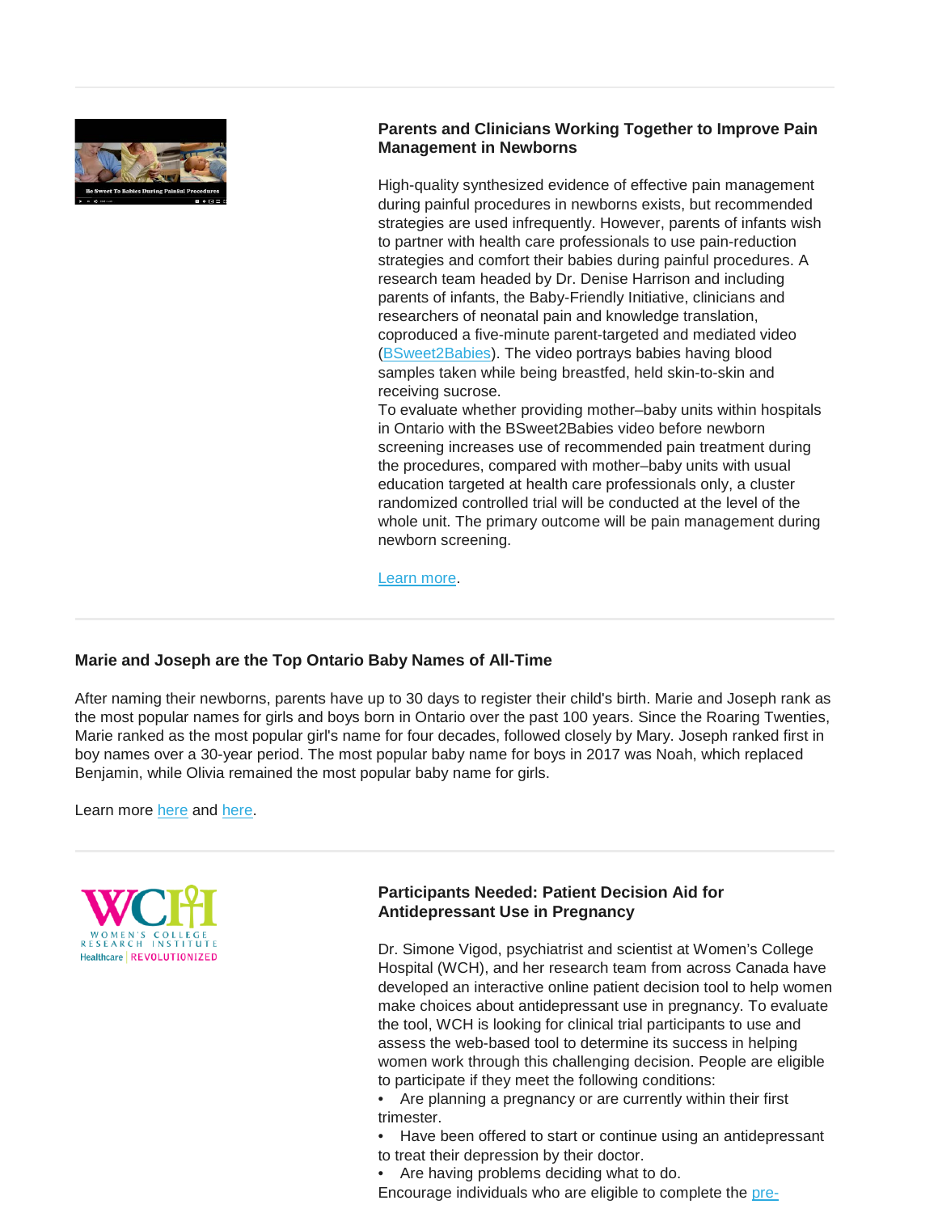### Parents and Clinicians Working Together to Improve Pain Management in Newborns

High-quality synthesized evidence of effective pain management during painful procedures in newborns exists, but recommended strategies are used infrequently. However, parents of infants wish to partner with health care professionals to use pain-reduction strategies and comfort their babies during painful procedures. A research team headed by Dr. Denise Harrison and including parents of infants, the Baby-Friendly Initiative, clinicians and researchers of neonatal pain and knowledge translation, coproduced a five-minute parent-targeted and mediated video (BSweet2Babies). The video portrays babies having blood samples taken while being breastfed, held skin-to-skin and receiving sucrose.
To evaluate whether providing mother–baby units within hospitals in Ontario with the BSweet2Babies video before newborn screening increases use of recommended pain treatment during the procedures, compared with mother–baby units with usual education targeted at health care professionals only, a cluster randomized controlled trial will be conducted at the level of the whole unit. The primary outcome will be pain management during newborn screening.

Learn more.

---

### Marie and Joseph are the Top Ontario Baby Names of All-Time

After naming their newborns, parents have up to 30 days to register their child's birth. Marie and Joseph rank as the most popular names for girls and boys born in Ontario over the past 100 years. Since the Roaring Twenties, Marie ranked as the most popular girl's name for four decades, followed closely by Mary. Joseph ranked first in boy names over a 30-year period. The most popular baby name for boys in 2017 was Noah, which replaced Benjamin, while Olivia remained the most popular baby name for girls.

Learn more here and here.

---

### Participants Needed: Patient Decision Aid for Antidepressant Use in Pregnancy

Dr. Simone Vigod, psychiatrist and scientist at Women's College Hospital (WCH), and her research team from across Canada have developed an interactive online patient decision tool to help women make choices about antidepressant use in pregnancy. To evaluate the tool, WCH is looking for clinical trial participants to use and assess the web-based tool to determine its success in helping women work through this challenging decision. People are eligible to participate if they meet the following conditions:

- Are planning a pregnancy or are currently within their first trimester.
- Have been offered to start or continue using an antidepressant to treat their depression by their doctor.
- Are having problems deciding what to do.

Encourage individuals who are eligible to complete the pre-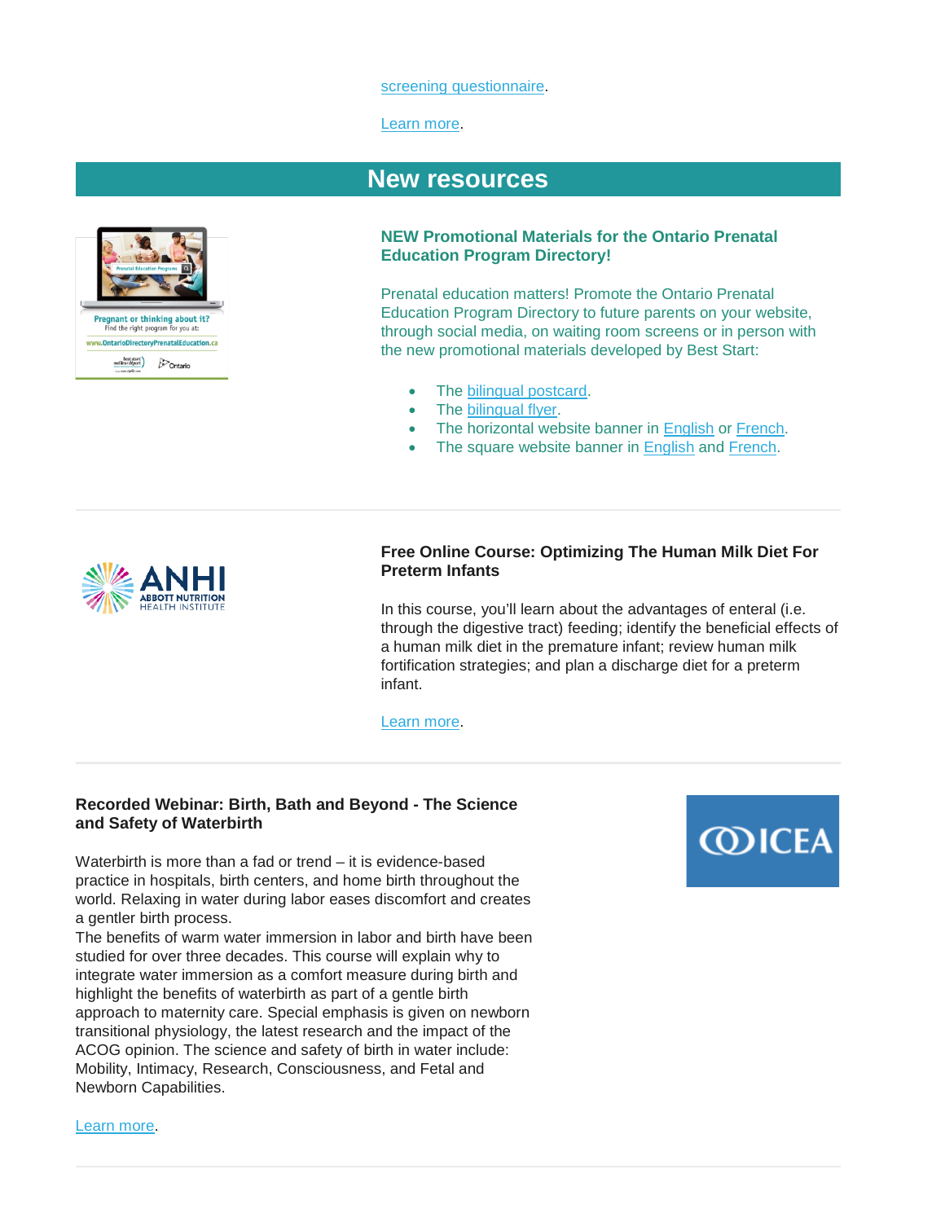screening questionnaire.

Learn more.

## New resources

### NEW Promotional Materials for the Ontario Prenatal Education Program Directory!

Prenatal education matters! Promote the Ontario Prenatal Education Program Directory to future parents on your website, through social media, on waiting room screens or in person with the new promotional materials developed by Best Start:

- The bilingual postcard.
- The bilingual flyer.
- The horizontal website banner in English or French.
- The square website banner in English and French.

---

### Free Online Course: Optimizing The Human Milk Diet For Preterm Infants

In this course, you'll learn about the advantages of enteral (i.e. through the digestive tract) feeding; identify the beneficial effects of a human milk diet in the premature infant; review human milk fortification strategies; and plan a discharge diet for a preterm infant.

Learn more.

---

### Recorded Webinar: Birth, Bath and Beyond - The Science and Safety of Waterbirth

Waterbirth is more than a fad or trend – it is evidence-based practice in hospitals, birth centers, and home birth throughout the world. Relaxing in water during labor eases discomfort and creates a gentler birth process.
The benefits of warm water immersion in labor and birth have been studied for over three decades. This course will explain why to integrate water immersion as a comfort measure during birth and highlight the benefits of waterbirth as part of a gentle birth approach to maternity care. Special emphasis is given on newborn transitional physiology, the latest research and the impact of the ACOG opinion. The science and safety of birth in water include: Mobility, Intimacy, Research, Consciousness, and Fetal and Newborn Capabilities.

Learn more.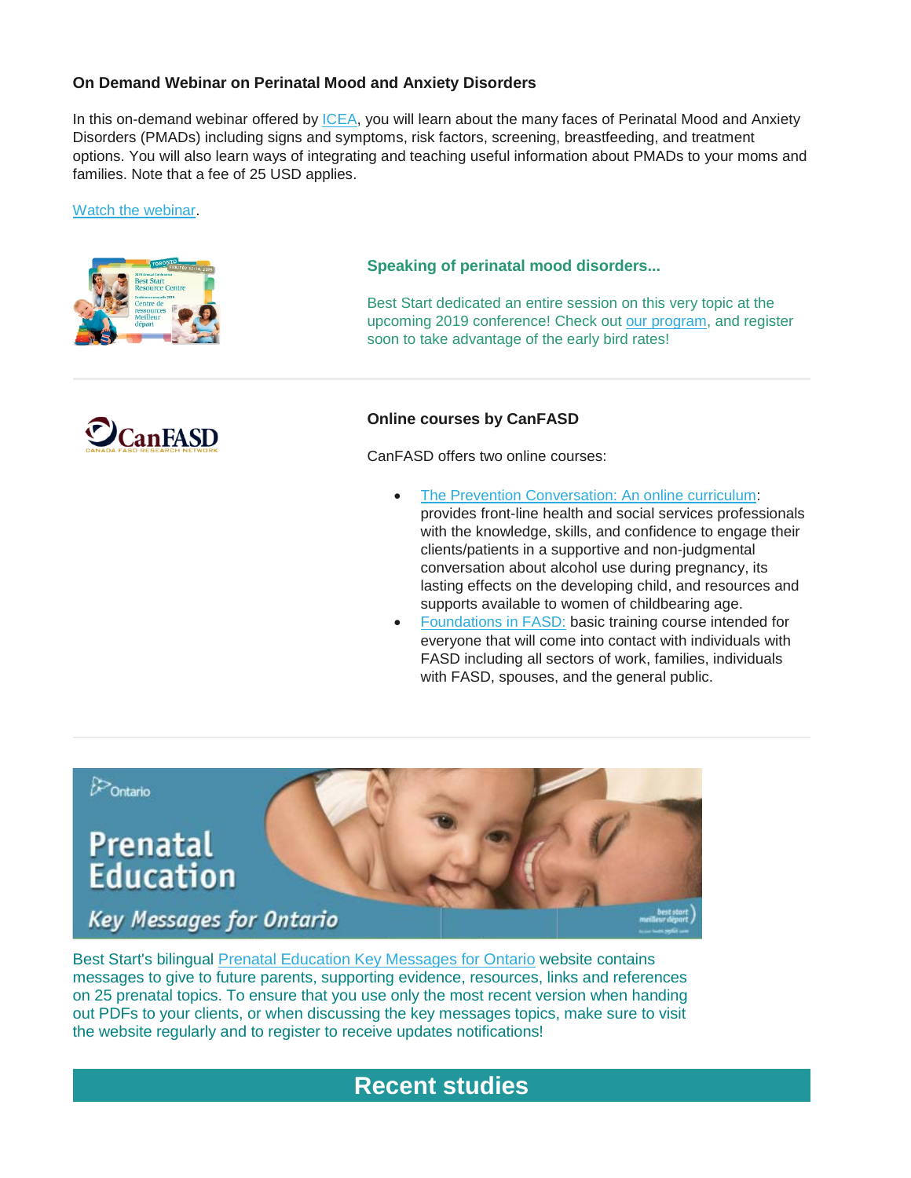### On Demand Webinar on Perinatal Mood and Anxiety Disorders

In this on-demand webinar offered by ICEA, you will learn about the many faces of Perinatal Mood and Anxiety Disorders (PMADs) including signs and symptoms, risk factors, screening, breastfeeding, and treatment options. You will also learn ways of integrating and teaching useful information about PMADs to your moms and families. Note that a fee of 25 USD applies.

Watch the webinar.

### Speaking of perinatal mood disorders...

Best Start dedicated an entire session on this very topic at the upcoming 2019 conference! Check out our program, and register soon to take advantage of the early bird rates!

---

### Online courses by CanFASD

CanFASD offers two online courses:

- The Prevention Conversation: An online curriculum: provides front-line health and social services professionals with the knowledge, skills, and confidence to engage their clients/patients in a supportive and non-judgmental conversation about alcohol use during pregnancy, its lasting effects on the developing child, and resources and supports available to women of childbearing age.
- Foundations in FASD: basic training course intended for everyone that will come into contact with individuals with FASD including all sectors of work, families, individuals with FASD, spouses, and the general public.

---

Best Start's bilingual Prenatal Education Key Messages for Ontario website contains messages to give to future parents, supporting evidence, resources, links and references on 25 prenatal topics. To ensure that you use only the most recent version when handing out PDFs to your clients, or when discussing the key messages topics, make sure to visit the website regularly and to register to receive updates notifications!

## Recent studies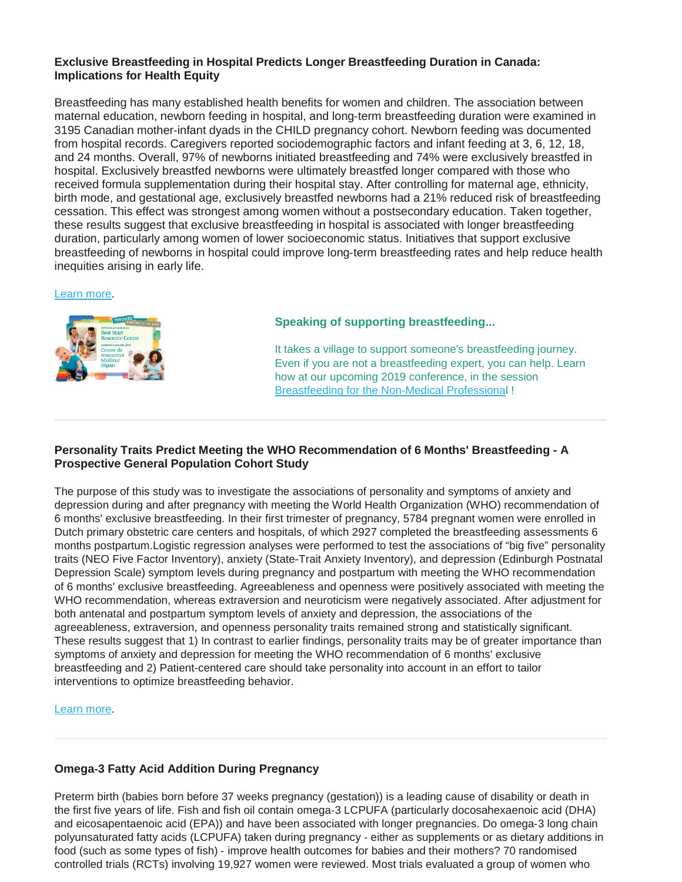**Exclusive Breastfeeding in Hospital Predicts Longer Breastfeeding Duration in Canada: Implications for Health Equity**

Breastfeeding has many established health benefits for women and children. The association between maternal education, newborn feeding in hospital, and long-term breastfeeding duration were examined in 3195 Canadian mother-infant dyads in the CHILD pregnancy cohort. Newborn feeding was documented from hospital records. Caregivers reported sociodemographic factors and infant feeding at 3, 6, 12, 18, and 24 months. Overall, 97% of newborns initiated breastfeeding and 74% were exclusively breastfed in hospital. Exclusively breastfed newborns were ultimately breastfed longer compared with those who received formula supplementation during their hospital stay. After controlling for maternal age, ethnicity, birth mode, and gestational age, exclusively breastfed newborns had a 21% reduced risk of breastfeeding cessation. This effect was strongest among women without a postsecondary education. Taken together, these results suggest that exclusive breastfeeding in hospital is associated with longer breastfeeding duration, particularly among women of lower socioeconomic status. Initiatives that support exclusive breastfeeding of newborns in hospital could improve long-term breastfeeding rates and help reduce health inequities arising in early life.

Learn more.

**Speaking of supporting breastfeeding...**

It takes a village to support someone's breastfeeding journey. Even if you are not a breastfeeding expert, you can help. Learn how at our upcoming 2019 conference, in the session Breastfeeding for the Non-Medical Professional !

---

**Personality Traits Predict Meeting the WHO Recommendation of 6 Months' Breastfeeding - A Prospective General Population Cohort Study**

The purpose of this study was to investigate the associations of personality and symptoms of anxiety and depression during and after pregnancy with meeting the World Health Organization (WHO) recommendation of 6 months' exclusive breastfeeding. In their first trimester of pregnancy, 5784 pregnant women were enrolled in Dutch primary obstetric care centers and hospitals, of which 2927 completed the breastfeeding assessments 6 months postpartum.Logistic regression analyses were performed to test the associations of "big five" personality traits (NEO Five Factor Inventory), anxiety (State-Trait Anxiety Inventory), and depression (Edinburgh Postnatal Depression Scale) symptom levels during pregnancy and postpartum with meeting the WHO recommendation of 6 months' exclusive breastfeeding. Agreeableness and openness were positively associated with meeting the WHO recommendation, whereas extraversion and neuroticism were negatively associated. After adjustment for both antenatal and postpartum symptom levels of anxiety and depression, the associations of the agreeableness, extraversion, and openness personality traits remained strong and statistically significant. These results suggest that 1) In contrast to earlier findings, personality traits may be of greater importance than symptoms of anxiety and depression for meeting the WHO recommendation of 6 months' exclusive breastfeeding and 2) Patient-centered care should take personality into account in an effort to tailor interventions to optimize breastfeeding behavior.

Learn more.

---

**Omega-3 Fatty Acid Addition During Pregnancy**

Preterm birth (babies born before 37 weeks pregnancy (gestation)) is a leading cause of disability or death in the first five years of life. Fish and fish oil contain omega-3 LCPUFA (particularly docosahexaenoic acid (DHA) and eicosapentaenoic acid (EPA)) and have been associated with longer pregnancies. Do omega-3 long chain polyunsaturated fatty acids (LCPUFA) taken during pregnancy - either as supplements or as dietary additions in food (such as some types of fish) - improve health outcomes for babies and their mothers? 70 randomised controlled trials (RCTs) involving 19,927 women were reviewed. Most trials evaluated a group of women who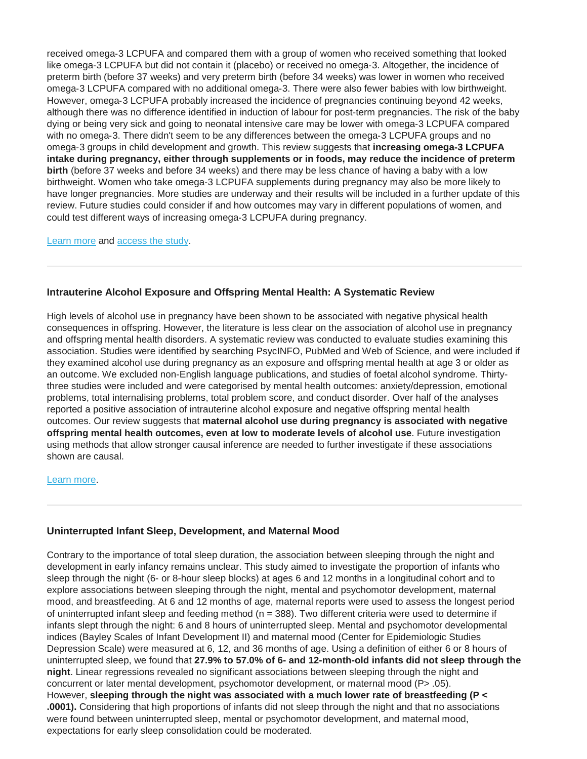received omega-3 LCPUFA and compared them with a group of women who received something that looked like omega-3 LCPUFA but did not contain it (placebo) or received no omega-3. Altogether, the incidence of preterm birth (before 37 weeks) and very preterm birth (before 34 weeks) was lower in women who received omega-3 LCPUFA compared with no additional omega-3. There were also fewer babies with low birthweight. However, omega-3 LCPUFA probably increased the incidence of pregnancies continuing beyond 42 weeks, although there was no difference identified in induction of labour for post-term pregnancies. The risk of the baby dying or being very sick and going to neonatal intensive care may be lower with omega-3 LCPUFA compared with no omega-3. There didn't seem to be any differences between the omega-3 LCPUFA groups and no omega-3 groups in child development and growth. This review suggests that **increasing omega-3 LCPUFA intake during pregnancy, either through supplements or in foods, may reduce the incidence of preterm birth** (before 37 weeks and before 34 weeks) and there may be less chance of having a baby with a low birthweight. Women who take omega-3 LCPUFA supplements during pregnancy may also be more likely to have longer pregnancies. More studies are underway and their results will be included in a further update of this review. Future studies could consider if and how outcomes may vary in different populations of women, and could test different ways of increasing omega-3 LCPUFA during pregnancy.

Learn more and access the study.

---

### Intrauterine Alcohol Exposure and Offspring Mental Health: A Systematic Review

High levels of alcohol use in pregnancy have been shown to be associated with negative physical health consequences in offspring. However, the literature is less clear on the association of alcohol use in pregnancy and offspring mental health disorders. A systematic review was conducted to evaluate studies examining this association. Studies were identified by searching PsycINFO, PubMed and Web of Science, and were included if they examined alcohol use during pregnancy as an exposure and offspring mental health at age 3 or older as an outcome. We excluded non-English language publications, and studies of foetal alcohol syndrome. Thirty-three studies were included and were categorised by mental health outcomes: anxiety/depression, emotional problems, total internalising problems, total problem score, and conduct disorder. Over half of the analyses reported a positive association of intrauterine alcohol exposure and negative offspring mental health outcomes. Our review suggests that **maternal alcohol use during pregnancy is associated with negative offspring mental health outcomes, even at low to moderate levels of alcohol use**. Future investigation using methods that allow stronger causal inference are needed to further investigate if these associations shown are causal.

Learn more.

---

### Uninterrupted Infant Sleep, Development, and Maternal Mood

Contrary to the importance of total sleep duration, the association between sleeping through the night and development in early infancy remains unclear. This study aimed to investigate the proportion of infants who sleep through the night (6- or 8-hour sleep blocks) at ages 6 and 12 months in a longitudinal cohort and to explore associations between sleeping through the night, mental and psychomotor development, maternal mood, and breastfeeding. At 6 and 12 months of age, maternal reports were used to assess the longest period of uninterrupted infant sleep and feeding method ($n = 388$). Two different criteria were used to determine if infants slept through the night: 6 and 8 hours of uninterrupted sleep. Mental and psychomotor developmental indices (Bayley Scales of Infant Development II) and maternal mood (Center for Epidemiologic Studies Depression Scale) were measured at 6, 12, and 36 months of age. Using a definition of either 6 or 8 hours of uninterrupted sleep, we found that **27.9% to 57.0% of 6- and 12-month-old infants did not sleep through the night**. Linear regressions revealed no significant associations between sleeping through the night and concurrent or later mental development, psychomotor development, or maternal mood ($P > .05$). However, **sleeping through the night was associated with a much lower rate of breastfeeding ($P < .0001$).** Considering that high proportions of infants did not sleep through the night and that no associations were found between uninterrupted sleep, mental or psychomotor development, and maternal mood, expectations for early sleep consolidation could be moderated.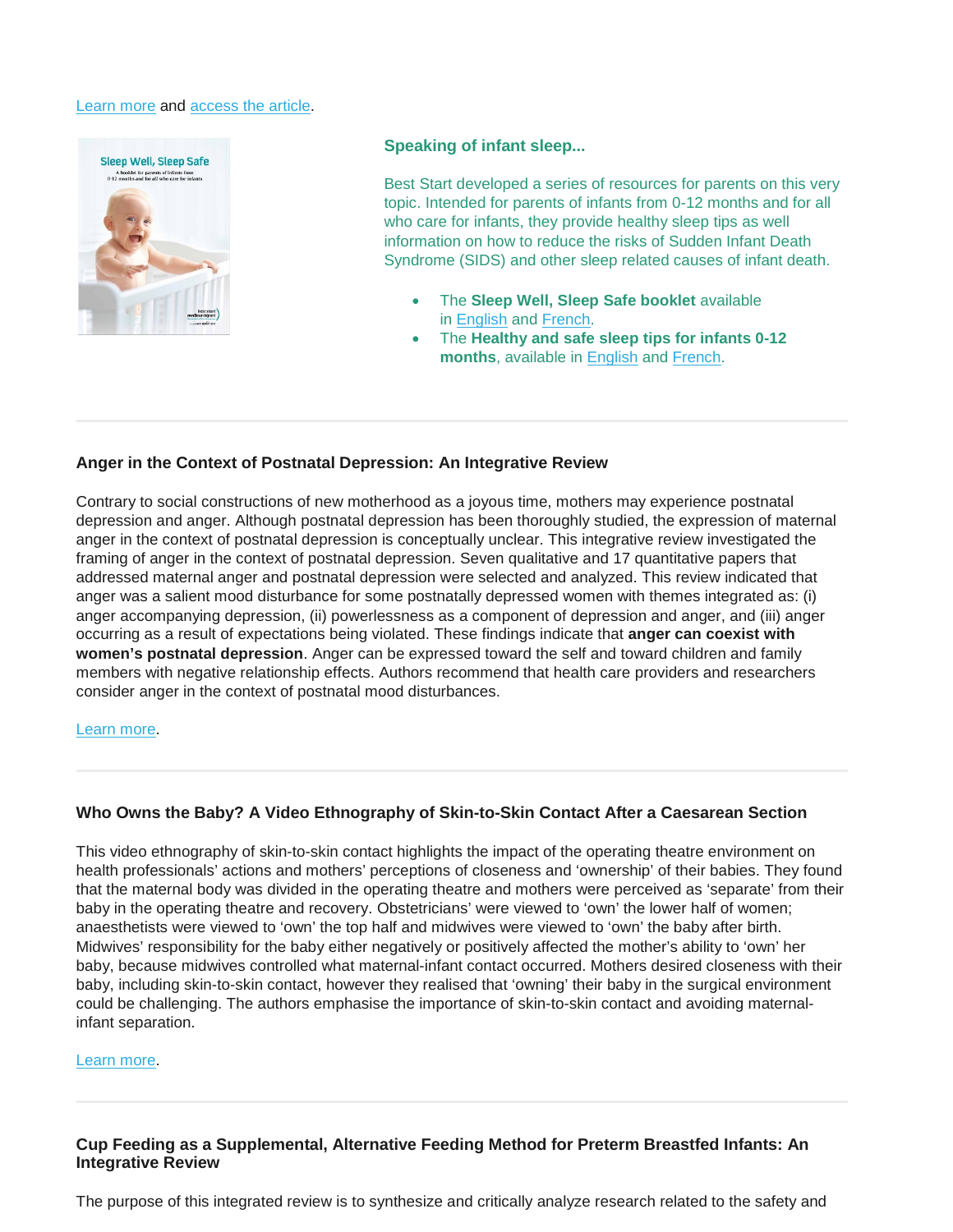Learn more and access the article.

### Speaking of infant sleep...

Best Start developed a series of resources for parents on this very topic. Intended for parents of infants from 0-12 months and for all who care for infants, they provide healthy sleep tips as well information on how to reduce the risks of Sudden Infant Death Syndrome (SIDS) and other sleep related causes of infant death.

- The **Sleep Well, Sleep Safe booklet** available in English and French.
- The **Healthy and safe sleep tips for infants 0-12 months**, available in English and French.

---

### Anger in the Context of Postnatal Depression: An Integrative Review

Contrary to social constructions of new motherhood as a joyous time, mothers may experience postnatal depression and anger. Although postnatal depression has been thoroughly studied, the expression of maternal anger in the context of postnatal depression is conceptually unclear. This integrative review investigated the framing of anger in the context of postnatal depression. Seven qualitative and 17 quantitative papers that addressed maternal anger and postnatal depression were selected and analyzed. This review indicated that anger was a salient mood disturbance for some postnatally depressed women with themes integrated as: (i) anger accompanying depression, (ii) powerlessness as a component of depression and anger, and (iii) anger occurring as a result of expectations being violated. These findings indicate that **anger can coexist with women's postnatal depression**. Anger can be expressed toward the self and toward children and family members with negative relationship effects. Authors recommend that health care providers and researchers consider anger in the context of postnatal mood disturbances.

Learn more.

---

### Who Owns the Baby? A Video Ethnography of Skin-to-Skin Contact After a Caesarean Section

This video ethnography of skin-to-skin contact highlights the impact of the operating theatre environment on health professionals' actions and mothers' perceptions of closeness and 'ownership' of their babies. They found that the maternal body was divided in the operating theatre and mothers were perceived as 'separate' from their baby in the operating theatre and recovery. Obstetricians' were viewed to 'own' the lower half of women; anaesthetists were viewed to 'own' the top half and midwives were viewed to 'own' the baby after birth. Midwives' responsibility for the baby either negatively or positively affected the mother's ability to 'own' her baby, because midwives controlled what maternal-infant contact occurred. Mothers desired closeness with their baby, including skin-to-skin contact, however they realised that 'owning' their baby in the surgical environment could be challenging. The authors emphasise the importance of skin-to-skin contact and avoiding maternal-infant separation.

Learn more.

---

### Cup Feeding as a Supplemental, Alternative Feeding Method for Preterm Breastfed Infants: An Integrative Review

The purpose of this integrated review is to synthesize and critically analyze research related to the safety and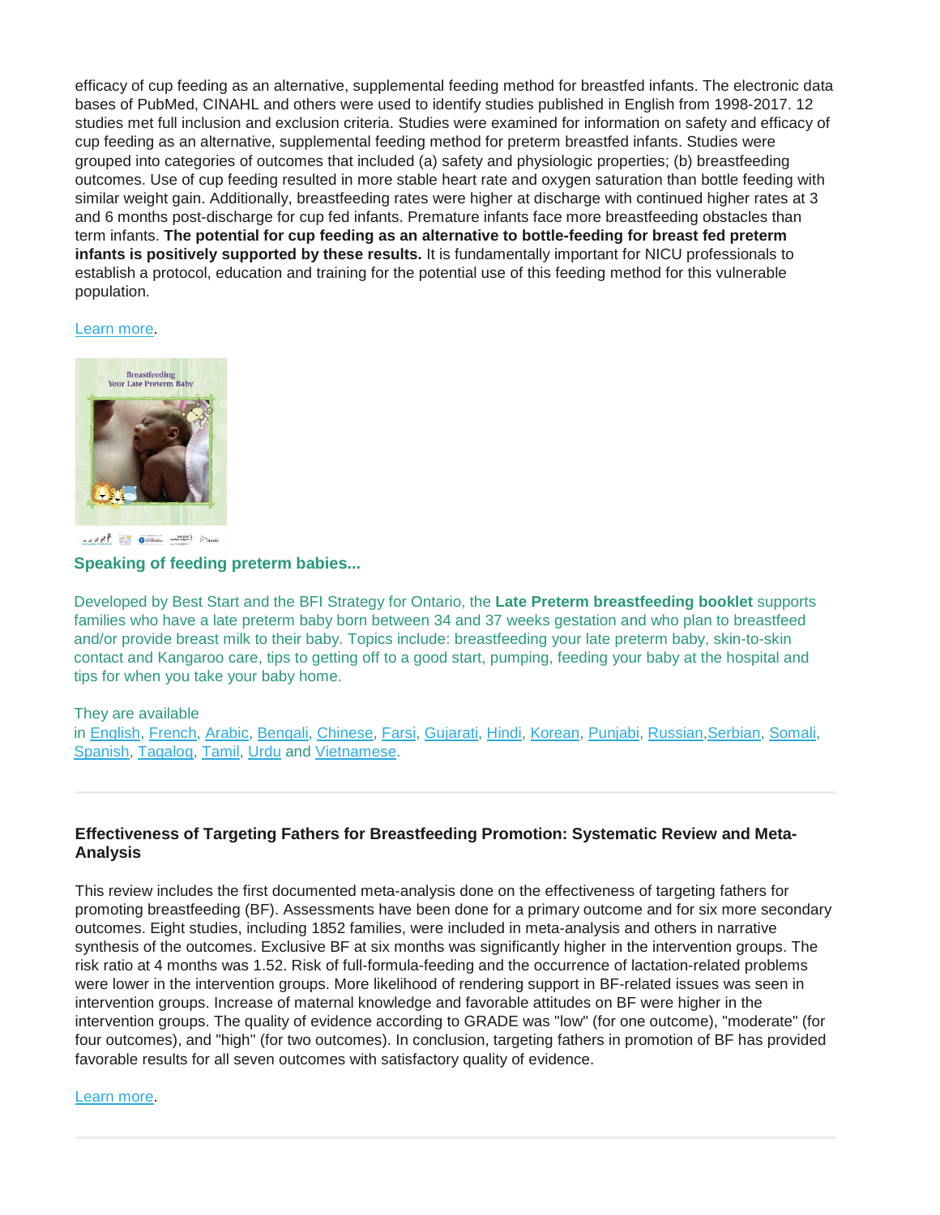efficacy of cup feeding as an alternative, supplemental feeding method for breastfed infants. The electronic data bases of PubMed, CINAHL and others were used to identify studies published in English from 1998-2017. 12 studies met full inclusion and exclusion criteria. Studies were examined for information on safety and efficacy of cup feeding as an alternative, supplemental feeding method for preterm breastfed infants. Studies were grouped into categories of outcomes that included (a) safety and physiologic properties; (b) breastfeeding outcomes. Use of cup feeding resulted in more stable heart rate and oxygen saturation than bottle feeding with similar weight gain. Additionally, breastfeeding rates were higher at discharge with continued higher rates at 3 and 6 months post-discharge for cup fed infants. Premature infants face more breastfeeding obstacles than term infants. **The potential for cup feeding as an alternative to bottle-feeding for breast fed preterm infants is positively supported by these results.** It is fundamentally important for NICU professionals to establish a protocol, education and training for the potential use of this feeding method for this vulnerable population.

Learn more.

### Speaking of feeding preterm babies...

Developed by Best Start and the BFI Strategy for Ontario, the **Late Preterm breastfeeding booklet** supports families who have a late preterm baby born between 34 and 37 weeks gestation and who plan to breastfeed and/or provide breast milk to their baby. Topics include: breastfeeding your late preterm baby, skin-to-skin contact and Kangaroo care, tips to getting off to a good start, pumping, feeding your baby at the hospital and tips for when you take your baby home.

They are available in English, French, Arabic, Bengali, Chinese, Farsi, Gujarati, Hindi, Korean, Punjabi, Russian, Serbian, Somali, Spanish, Tagalog, Tamil, Urdu and Vietnamese.

---

### Effectiveness of Targeting Fathers for Breastfeeding Promotion: Systematic Review and Meta-Analysis

This review includes the first documented meta-analysis done on the effectiveness of targeting fathers for promoting breastfeeding (BF). Assessments have been done for a primary outcome and for six more secondary outcomes. Eight studies, including 1852 families, were included in meta-analysis and others in narrative synthesis of the outcomes. Exclusive BF at six months was significantly higher in the intervention groups. The risk ratio at 4 months was 1.52. Risk of full-formula-feeding and the occurrence of lactation-related problems were lower in the intervention groups. More likelihood of rendering support in BF-related issues was seen in intervention groups. Increase of maternal knowledge and favorable attitudes on BF were higher in the intervention groups. The quality of evidence according to GRADE was "low" (for one outcome), "moderate" (for four outcomes), and "high" (for two outcomes). In conclusion, targeting fathers in promotion of BF has provided favorable results for all seven outcomes with satisfactory quality of evidence.

Learn more.

---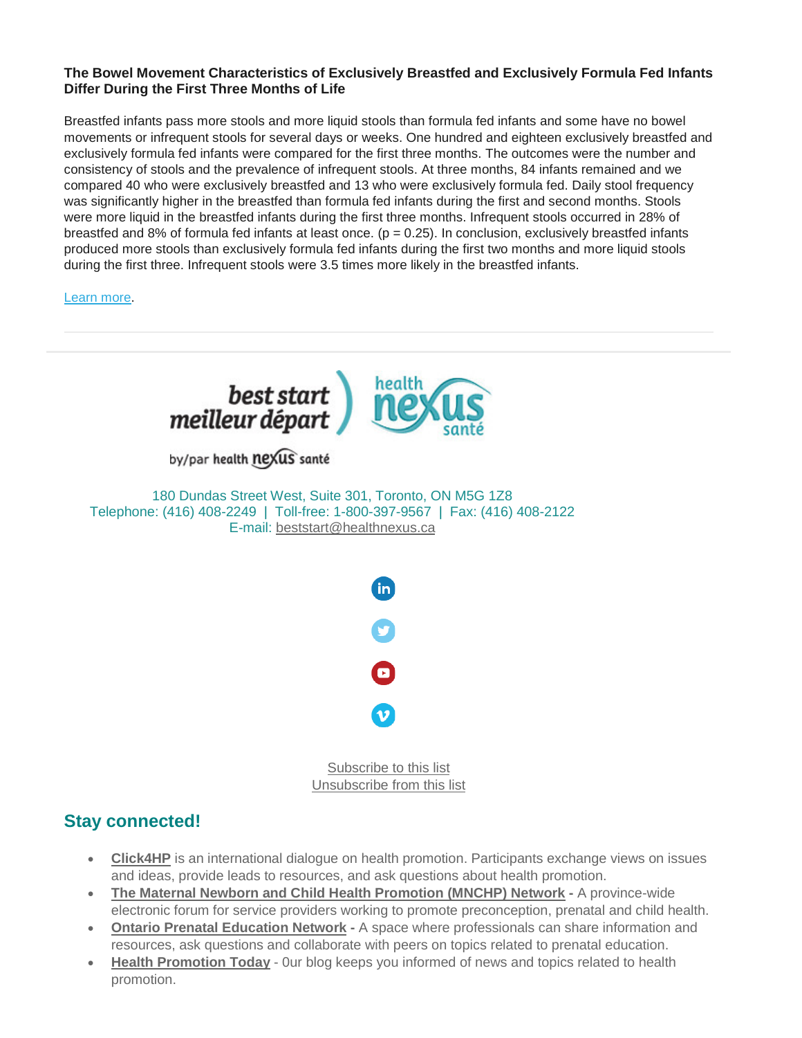### The Bowel Movement Characteristics of Exclusively Breastfed and Exclusively Formula Fed Infants Differ During the First Three Months of Life

Breastfed infants pass more stools and more liquid stools than formula fed infants and some have no bowel movements or infrequent stools for several days or weeks. One hundred and eighteen exclusively breastfed and exclusively formula fed infants were compared for the first three months. The outcomes were the number and consistency of stools and the prevalence of infrequent stools. At three months, 84 infants remained and we compared 40 who were exclusively breastfed and 13 who were exclusively formula fed. Daily stool frequency was significantly higher in the breastfed than formula fed infants during the first and second months. Stools were more liquid in the breastfed infants during the first three months. Infrequent stools occurred in 28% of breastfed and 8% of formula fed infants at least once. ($p = 0.25$). In conclusion, exclusively breastfed infants produced more stools than exclusively formula fed infants during the first two months and more liquid stools during the first three. Infrequent stools were 3.5 times more likely in the breastfed infants.

Learn more.

best start meilleur départ by/par health nexus santé

health nexus santé

180 Dundas Street West, Suite 301, Toronto, ON M5G 1Z8
Telephone: (416) 408-2249 | Toll-free: 1-800-397-9567 | Fax: (416) 408-2122
E-mail: beststart@healthnexus.ca

Subscribe to this list
Unsubscribe from this list

## Stay connected!

- **Click4HP** is an international dialogue on health promotion. Participants exchange views on issues and ideas, provide leads to resources, and ask questions about health promotion.
- **The Maternal Newborn and Child Health Promotion (MNCHP) Network -** A province-wide electronic forum for service providers working to promote preconception, prenatal and child health.
- **Ontario Prenatal Education Network -** A space where professionals can share information and resources, ask questions and collaborate with peers on topics related to prenatal education.
- **Health Promotion Today** - 0ur blog keeps you informed of news and topics related to health promotion.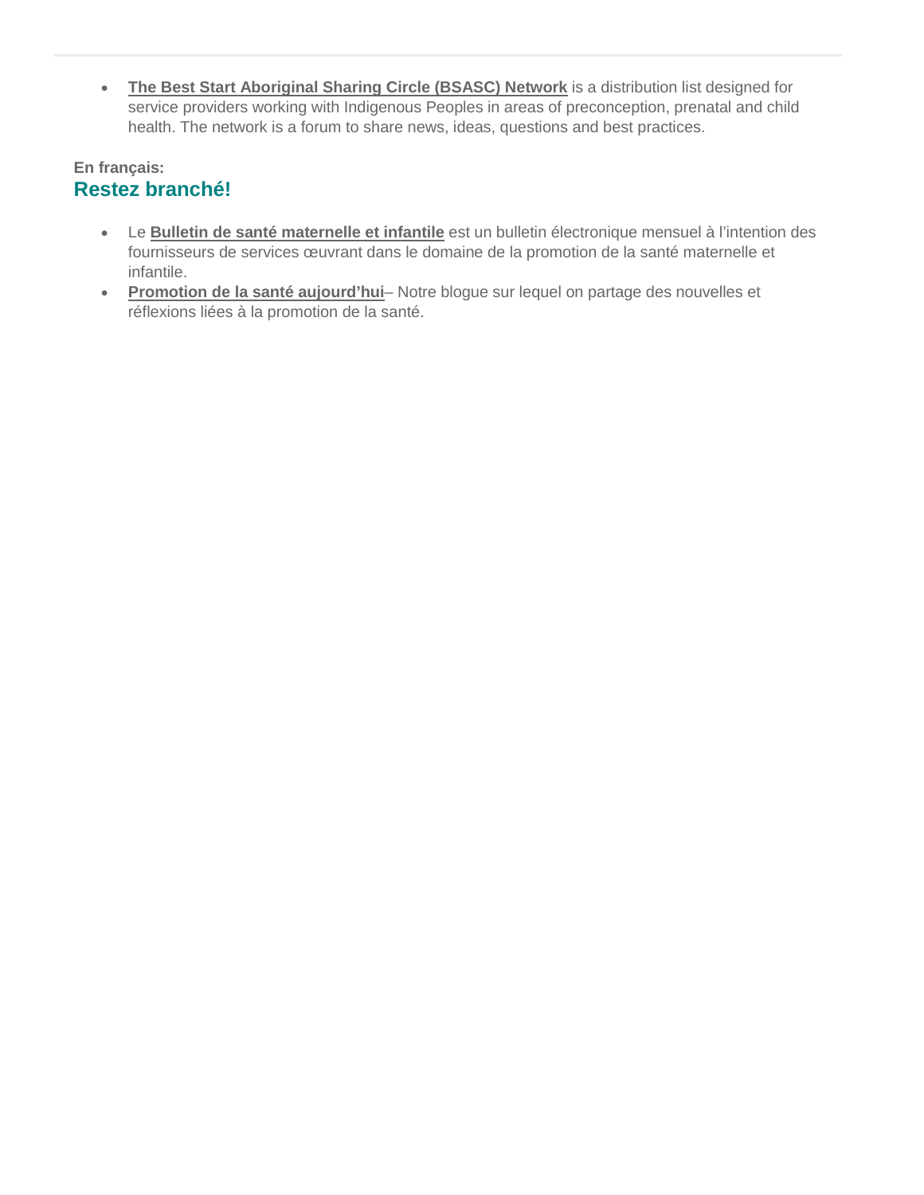- **The Best Start Aboriginal Sharing Circle (BSASC) Network** is a distribution list designed for service providers working with Indigenous Peoples in areas of preconception, prenatal and child health. The network is a forum to share news, ideas, questions and best practices.

**En français:**

## Restez branché!

- Le **Bulletin de santé maternelle et infantile** est un bulletin électronique mensuel à l'intention des fournisseurs de services œuvrant dans le domaine de la promotion de la santé maternelle et infantile.
- **Promotion de la santé aujourd'hui**– Notre blogue sur lequel on partage des nouvelles et réflexions liées à la promotion de la santé.